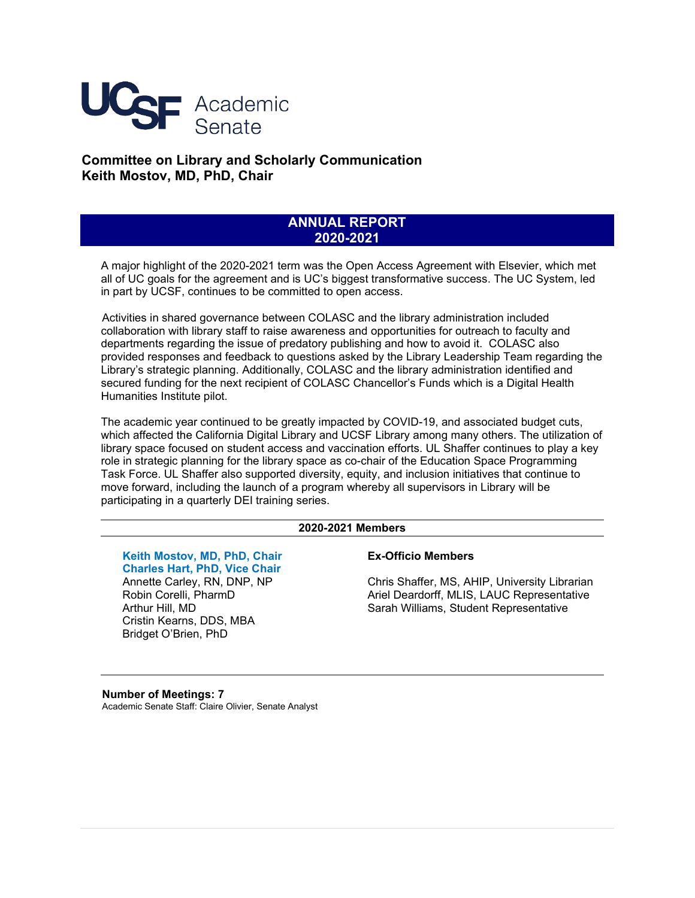# UCSF Academic Senate

## Committee on Library and Scholarly Communication
## Keith Mostov, MD, PhD, Chair

## ANNUAL REPORT 2020-2021

A major highlight of the 2020-2021 term was the Open Access Agreement with Elsevier, which met all of UC goals for the agreement and is UC's biggest transformative success. The UC System, led in part by UCSF, continues to be committed to open access.

Activities in shared governance between COLASC and the library administration included collaboration with library staff to raise awareness and opportunities for outreach to faculty and departments regarding the issue of predatory publishing and how to avoid it. COLASC also provided responses and feedback to questions asked by the Library Leadership Team regarding the Library's strategic planning. Additionally, COLASC and the library administration identified and secured funding for the next recipient of COLASC Chancellor's Funds which is a Digital Health Humanities Institute pilot.

The academic year continued to be greatly impacted by COVID-19, and associated budget cuts, which affected the California Digital Library and UCSF Library among many others. The utilization of library space focused on student access and vaccination efforts. UL Shaffer continues to play a key role in strategic planning for the library space as co-chair of the Education Space Programming Task Force. UL Shaffer also supported diversity, equity, and inclusion initiatives that continue to move forward, including the launch of a program whereby all supervisors in Library will be participating in a quarterly DEI training series.

### 2020-2021 Members

**Keith Mostov, MD, PhD, Chair**
**Charles Hart, PhD, Vice Chair**
Annette Carley, RN, DNP, NP
Robin Corelli, PharmD
Arthur Hill, MD
Cristin Kearns, DDS, MBA
Bridget O'Brien, PhD

**Ex-Officio Members**

Chris Shaffer, MS, AHIP, University Librarian
Ariel Deardorff, MLIS, LAUC Representative
Sarah Williams, Student Representative

**Number of Meetings: 7**
Academic Senate Staff: Claire Olivier, Senate Analyst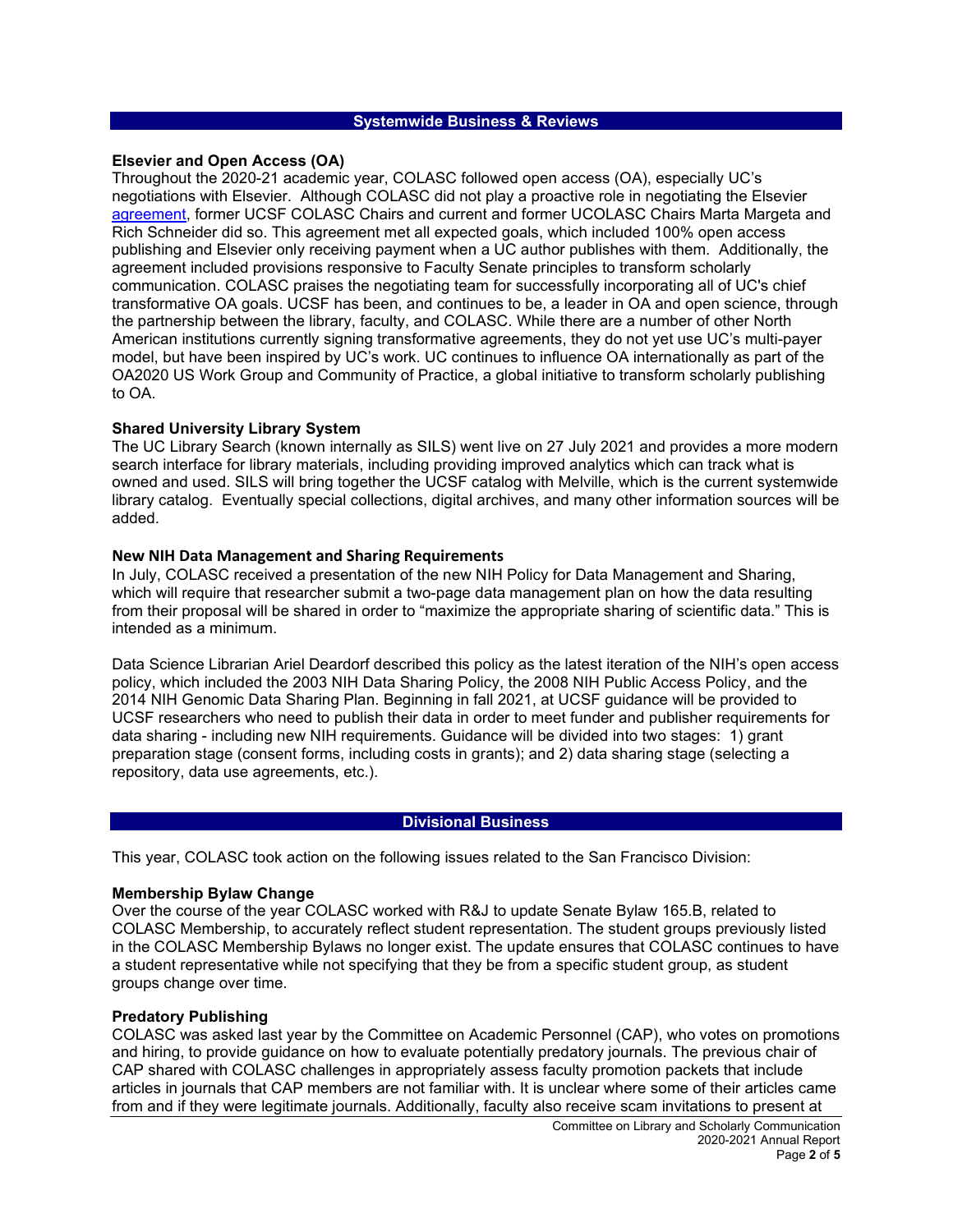## Systemwide Business & Reviews

### Elsevier and Open Access (OA)

Throughout the 2020-21 academic year, COLASC followed open access (OA), especially UC's negotiations with Elsevier. Although COLASC did not play a proactive role in negotiating the Elsevier agreement, former UCSF COLASC Chairs and current and former UCOLASC Chairs Marta Margeta and Rich Schneider did so. This agreement met all expected goals, which included 100% open access publishing and Elsevier only receiving payment when a UC author publishes with them. Additionally, the agreement included provisions responsive to Faculty Senate principles to transform scholarly communication. COLASC praises the negotiating team for successfully incorporating all of UC's chief transformative OA goals. UCSF has been, and continues to be, a leader in OA and open science, through the partnership between the library, faculty, and COLASC. While there are a number of other North American institutions currently signing transformative agreements, they do not yet use UC's multi-payer model, but have been inspired by UC's work. UC continues to influence OA internationally as part of the OA2020 US Work Group and Community of Practice, a global initiative to transform scholarly publishing to OA.

### Shared University Library System

The UC Library Search (known internally as SILS) went live on 27 July 2021 and provides a more modern search interface for library materials, including providing improved analytics which can track what is owned and used. SILS will bring together the UCSF catalog with Melville, which is the current systemwide library catalog. Eventually special collections, digital archives, and many other information sources will be added.

### New NIH Data Management and Sharing Requirements

In July, COLASC received a presentation of the new NIH Policy for Data Management and Sharing, which will require that researcher submit a two-page data management plan on how the data resulting from their proposal will be shared in order to "maximize the appropriate sharing of scientific data." This is intended as a minimum.

Data Science Librarian Ariel Deardorf described this policy as the latest iteration of the NIH's open access policy, which included the 2003 NIH Data Sharing Policy, the 2008 NIH Public Access Policy, and the 2014 NIH Genomic Data Sharing Plan. Beginning in fall 2021, at UCSF guidance will be provided to UCSF researchers who need to publish their data in order to meet funder and publisher requirements for data sharing - including new NIH requirements. Guidance will be divided into two stages: 1) grant preparation stage (consent forms, including costs in grants); and 2) data sharing stage (selecting a repository, data use agreements, etc.).

## Divisional Business

This year, COLASC took action on the following issues related to the San Francisco Division:

### Membership Bylaw Change

Over the course of the year COLASC worked with R&J to update Senate Bylaw 165.B, related to COLASC Membership, to accurately reflect student representation. The student groups previously listed in the COLASC Membership Bylaws no longer exist. The update ensures that COLASC continues to have a student representative while not specifying that they be from a specific student group, as student groups change over time.

### Predatory Publishing

COLASC was asked last year by the Committee on Academic Personnel (CAP), who votes on promotions and hiring, to provide guidance on how to evaluate potentially predatory journals. The previous chair of CAP shared with COLASC challenges in appropriately assess faculty promotion packets that include articles in journals that CAP members are not familiar with. It is unclear where some of their articles came from and if they were legitimate journals. Additionally, faculty also receive scam invitations to present at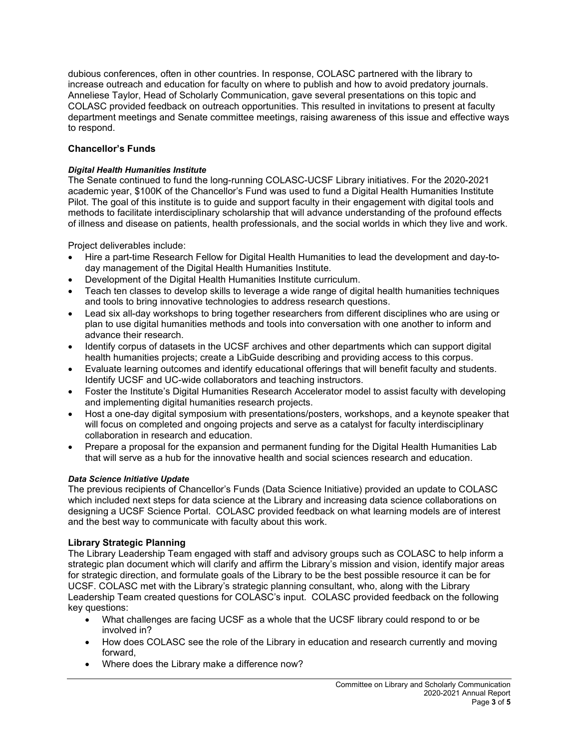dubious conferences, often in other countries. In response, COLASC partnered with the library to increase outreach and education for faculty on where to publish and how to avoid predatory journals. Anneliese Taylor, Head of Scholarly Communication, gave several presentations on this topic and COLASC provided feedback on outreach opportunities. This resulted in invitations to present at faculty department meetings and Senate committee meetings, raising awareness of this issue and effective ways to respond.

## Chancellor's Funds

### *Digital Health Humanities Institute*

The Senate continued to fund the long-running COLASC-UCSF Library initiatives. For the 2020-2021 academic year, $100K of the Chancellor's Fund was used to fund a Digital Health Humanities Institute Pilot. The goal of this institute is to guide and support faculty in their engagement with digital tools and methods to facilitate interdisciplinary scholarship that will advance understanding of the profound effects of illness and disease on patients, health professionals, and the social worlds in which they live and work.

Project deliverables include:

- Hire a part-time Research Fellow for Digital Health Humanities to lead the development and day-to-day management of the Digital Health Humanities Institute.
- Development of the Digital Health Humanities Institute curriculum.
- Teach ten classes to develop skills to leverage a wide range of digital health humanities techniques and tools to bring innovative technologies to address research questions.
- Lead six all-day workshops to bring together researchers from different disciplines who are using or plan to use digital humanities methods and tools into conversation with one another to inform and advance their research.
- Identify corpus of datasets in the UCSF archives and other departments which can support digital health humanities projects; create a LibGuide describing and providing access to this corpus.
- Evaluate learning outcomes and identify educational offerings that will benefit faculty and students. Identify UCSF and UC-wide collaborators and teaching instructors.
- Foster the Institute's Digital Humanities Research Accelerator model to assist faculty with developing and implementing digital humanities research projects.
- Host a one-day digital symposium with presentations/posters, workshops, and a keynote speaker that will focus on completed and ongoing projects and serve as a catalyst for faculty interdisciplinary collaboration in research and education.
- Prepare a proposal for the expansion and permanent funding for the Digital Health Humanities Lab that will serve as a hub for the innovative health and social sciences research and education.

### *Data Science Initiative Update*

The previous recipients of Chancellor's Funds (Data Science Initiative) provided an update to COLASC which included next steps for data science at the Library and increasing data science collaborations on designing a UCSF Science Portal. COLASC provided feedback on what learning models are of interest and the best way to communicate with faculty about this work.

## Library Strategic Planning

The Library Leadership Team engaged with staff and advisory groups such as COLASC to help inform a strategic plan document which will clarify and affirm the Library's mission and vision, identify major areas for strategic direction, and formulate goals of the Library to be the best possible resource it can be for UCSF. COLASC met with the Library's strategic planning consultant, who, along with the Library Leadership Team created questions for COLASC's input. COLASC provided feedback on the following key questions:

- What challenges are facing UCSF as a whole that the UCSF library could respond to or be involved in?
- How does COLASC see the role of the Library in education and research currently and moving forward,
- Where does the Library make a difference now?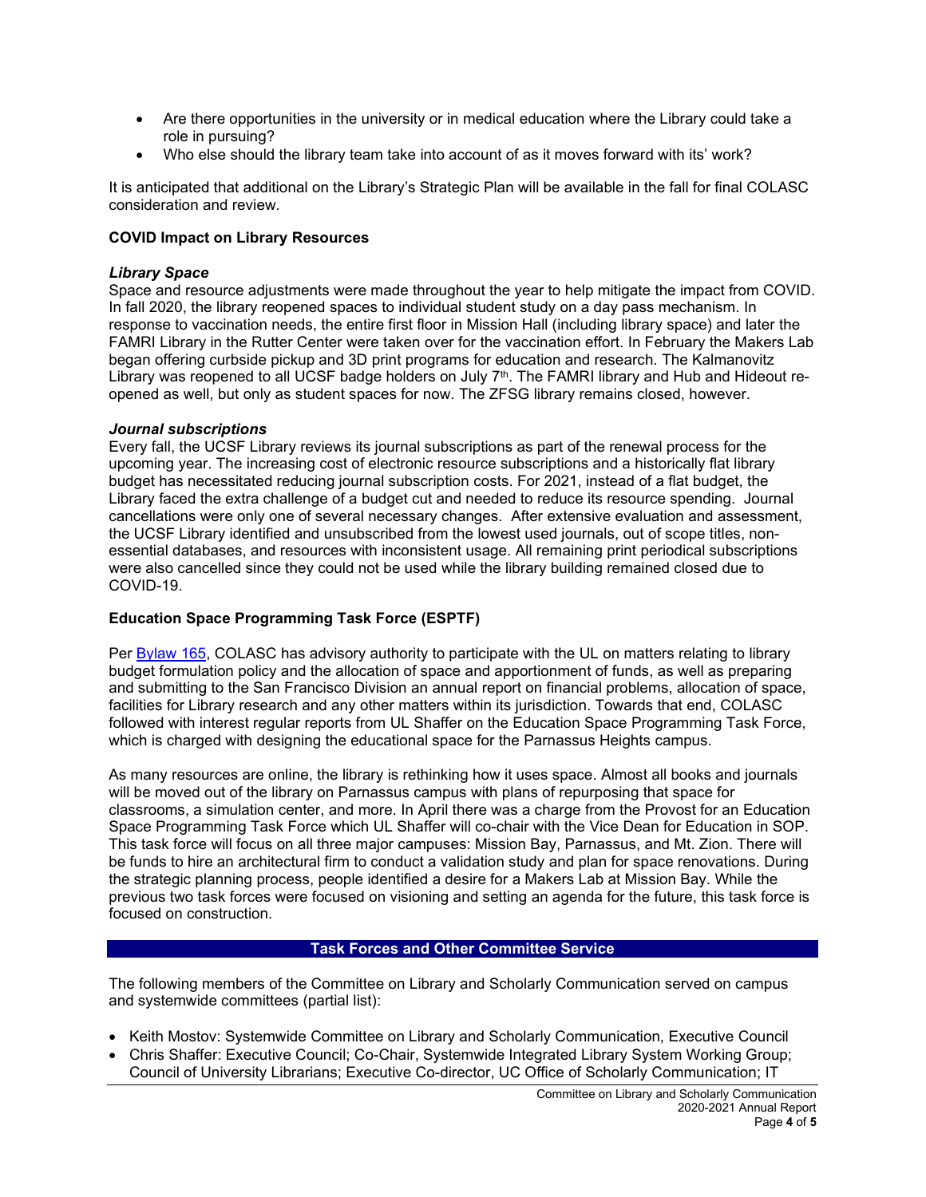- Are there opportunities in the university or in medical education where the Library could take a role in pursuing?
- Who else should the library team take into account of as it moves forward with its' work?

It is anticipated that additional on the Library's Strategic Plan will be available in the fall for final COLASC consideration and review.

**COVID Impact on Library Resources**

***Library Space***

Space and resource adjustments were made throughout the year to help mitigate the impact from COVID. In fall 2020, the library reopened spaces to individual student study on a day pass mechanism. In response to vaccination needs, the entire first floor in Mission Hall (including library space) and later the FAMRI Library in the Rutter Center were taken over for the vaccination effort. In February the Makers Lab began offering curbside pickup and 3D print programs for education and research. The Kalmanovitz Library was reopened to all UCSF badge holders on July 7th. The FAMRI library and Hub and Hideout re-opened as well, but only as student spaces for now. The ZFSG library remains closed, however.

***Journal subscriptions***

Every fall, the UCSF Library reviews its journal subscriptions as part of the renewal process for the upcoming year. The increasing cost of electronic resource subscriptions and a historically flat library budget has necessitated reducing journal subscription costs. For 2021, instead of a flat budget, the Library faced the extra challenge of a budget cut and needed to reduce its resource spending. Journal cancellations were only one of several necessary changes. After extensive evaluation and assessment, the UCSF Library identified and unsubscribed from the lowest used journals, out of scope titles, non-essential databases, and resources with inconsistent usage. All remaining print periodical subscriptions were also cancelled since they could not be used while the library building remained closed due to COVID-19.

**Education Space Programming Task Force (ESPTF)**

Per Bylaw 165, COLASC has advisory authority to participate with the UL on matters relating to library budget formulation policy and the allocation of space and apportionment of funds, as well as preparing and submitting to the San Francisco Division an annual report on financial problems, allocation of space, facilities for Library research and any other matters within its jurisdiction. Towards that end, COLASC followed with interest regular reports from UL Shaffer on the Education Space Programming Task Force, which is charged with designing the educational space for the Parnassus Heights campus.

As many resources are online, the library is rethinking how it uses space. Almost all books and journals will be moved out of the library on Parnassus campus with plans of repurposing that space for classrooms, a simulation center, and more. In April there was a charge from the Provost for an Education Space Programming Task Force which UL Shaffer will co-chair with the Vice Dean for Education in SOP. This task force will focus on all three major campuses: Mission Bay, Parnassus, and Mt. Zion. There will be funds to hire an architectural firm to conduct a validation study and plan for space renovations. During the strategic planning process, people identified a desire for a Makers Lab at Mission Bay. While the previous two task forces were focused on visioning and setting an agenda for the future, this task force is focused on construction.

## Task Forces and Other Committee Service

The following members of the Committee on Library and Scholarly Communication served on campus and systemwide committees (partial list):

- Keith Mostov: Systemwide Committee on Library and Scholarly Communication, Executive Council
- Chris Shaffer: Executive Council; Co-Chair, Systemwide Integrated Library System Working Group; Council of University Librarians; Executive Co-director, UC Office of Scholarly Communication; IT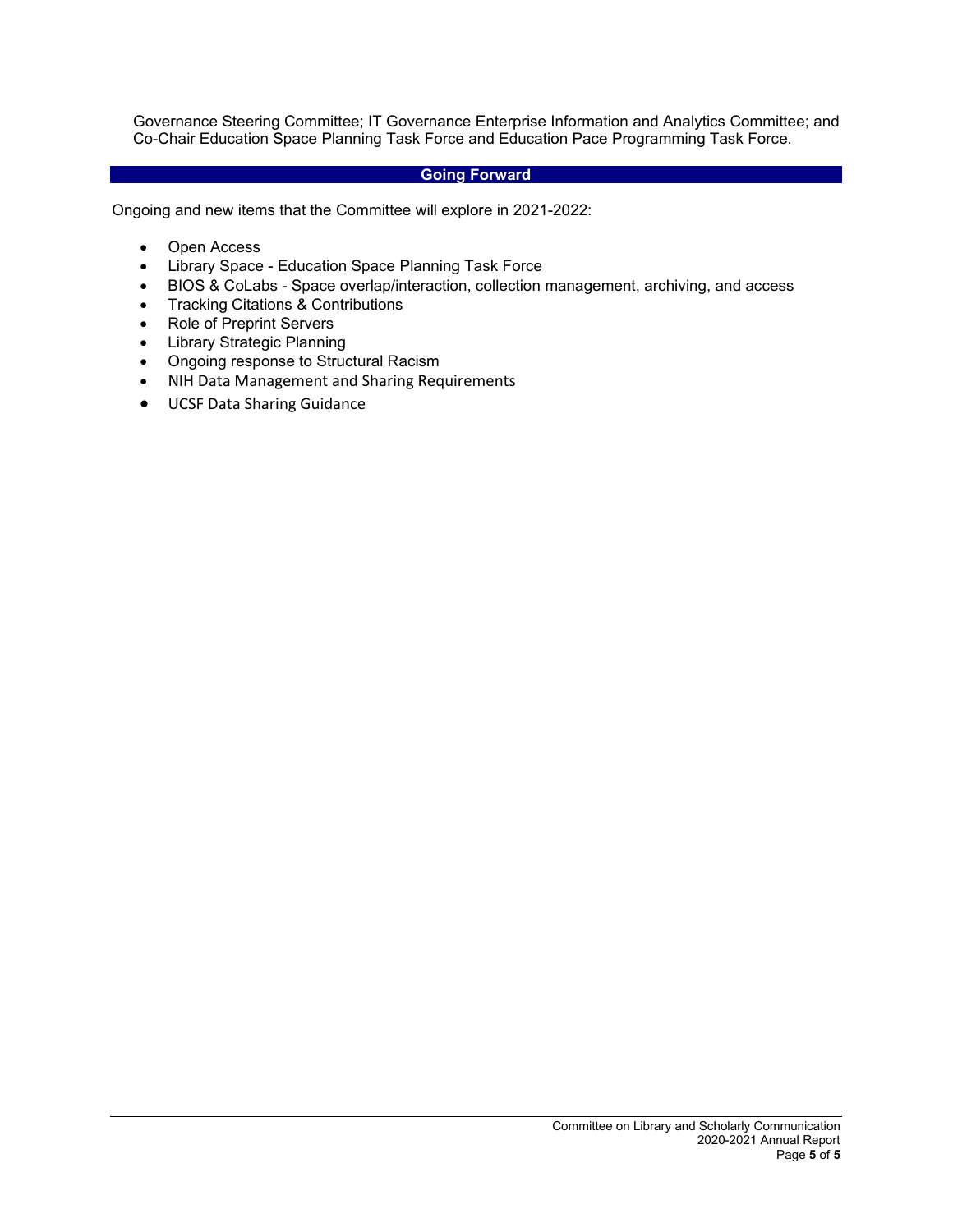Governance Steering Committee; IT Governance Enterprise Information and Analytics Committee; and Co-Chair Education Space Planning Task Force and Education Pace Programming Task Force.

## Going Forward

Ongoing and new items that the Committee will explore in 2021-2022:

- Open Access
- Library Space - Education Space Planning Task Force
- BIOS & CoLabs - Space overlap/interaction, collection management, archiving, and access
- Tracking Citations & Contributions
- Role of Preprint Servers
- Library Strategic Planning
- Ongoing response to Structural Racism
- NIH Data Management and Sharing Requirements
- UCSF Data Sharing Guidance